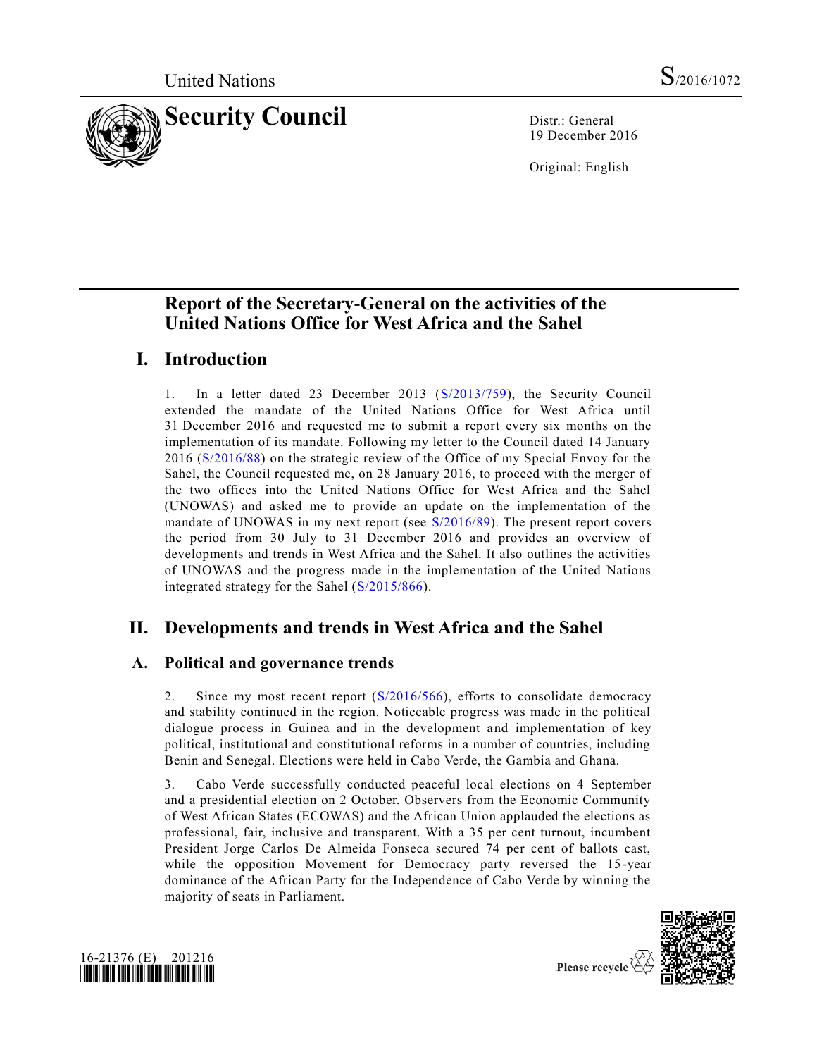United Nations S/2016/1072

# Security Council

Distr.: General
19 December 2016

Original: English

## Report of the Secretary-General on the activities of the United Nations Office for West Africa and the Sahel

## I. Introduction

1. In a letter dated 23 December 2013 (S/2013/759), the Security Council extended the mandate of the United Nations Office for West Africa until 31 December 2016 and requested me to submit a report every six months on the implementation of its mandate. Following my letter to the Council dated 14 January 2016 (S/2016/88) on the strategic review of the Office of my Special Envoy for the Sahel, the Council requested me, on 28 January 2016, to proceed with the merger of the two offices into the United Nations Office for West Africa and the Sahel (UNOWAS) and asked me to provide an update on the implementation of the mandate of UNOWAS in my next report (see S/2016/89). The present report covers the period from 30 July to 31 December 2016 and provides an overview of developments and trends in West Africa and the Sahel. It also outlines the activities of UNOWAS and the progress made in the implementation of the United Nations integrated strategy for the Sahel (S/2015/866).

## II. Developments and trends in West Africa and the Sahel

### A. Political and governance trends

2. Since my most recent report (S/2016/566), efforts to consolidate democracy and stability continued in the region. Noticeable progress was made in the political dialogue process in Guinea and in the development and implementation of key political, institutional and constitutional reforms in a number of countries, including Benin and Senegal. Elections were held in Cabo Verde, the Gambia and Ghana.

3. Cabo Verde successfully conducted peaceful local elections on 4 September and a presidential election on 2 October. Observers from the Economic Community of West African States (ECOWAS) and the African Union applauded the elections as professional, fair, inclusive and transparent. With a 35 per cent turnout, incumbent President Jorge Carlos De Almeida Fonseca secured 74 per cent of ballots cast, while the opposition Movement for Democracy party reversed the 15-year dominance of the African Party for the Independence of Cabo Verde by winning the majority of seats in Parliament.

16-21376 (E) 201216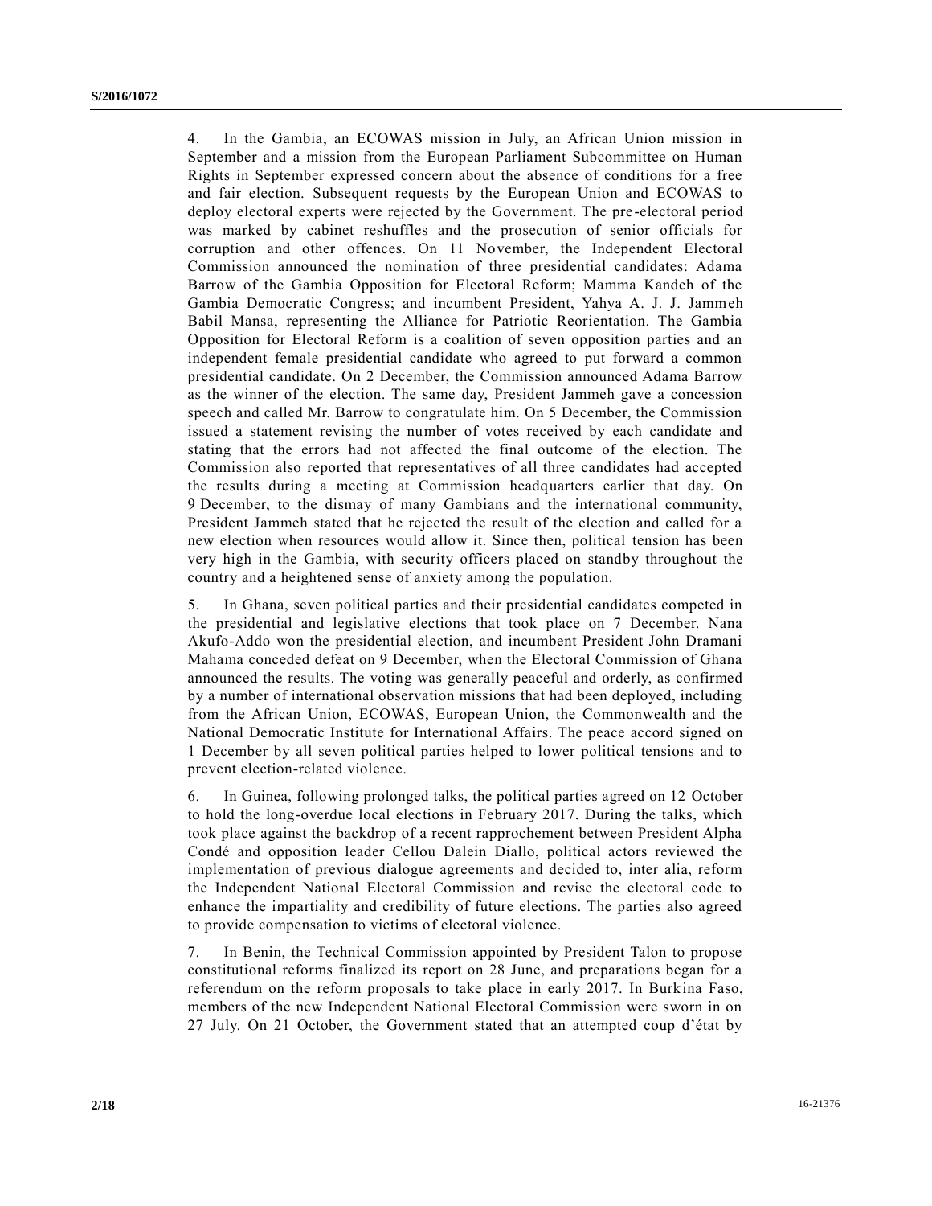4. In the Gambia, an ECOWAS mission in July, an African Union mission in September and a mission from the European Parliament Subcommittee on Human Rights in September expressed concern about the absence of conditions for a free and fair election. Subsequent requests by the European Union and ECOWAS to deploy electoral experts were rejected by the Government. The pre-electoral period was marked by cabinet reshuffles and the prosecution of senior officials for corruption and other offences. On 11 November, the Independent Electoral Commission announced the nomination of three presidential candidates: Adama Barrow of the Gambia Opposition for Electoral Reform; Mamma Kandeh of the Gambia Democratic Congress; and incumbent President, Yahya A. J. J. Jammeh Babil Mansa, representing the Alliance for Patriotic Reorientation. The Gambia Opposition for Electoral Reform is a coalition of seven opposition parties and an independent female presidential candidate who agreed to put forward a common presidential candidate. On 2 December, the Commission announced Adama Barrow as the winner of the election. The same day, President Jammeh gave a concession speech and called Mr. Barrow to congratulate him. On 5 December, the Commission issued a statement revising the number of votes received by each candidate and stating that the errors had not affected the final outcome of the election. The Commission also reported that representatives of all three candidates had accepted the results during a meeting at Commission headquarters earlier that day. On 9 December, to the dismay of many Gambians and the international community, President Jammeh stated that he rejected the result of the election and called for a new election when resources would allow it. Since then, political tension has been very high in the Gambia, with security officers placed on standby throughout the country and a heightened sense of anxiety among the population.

5. In Ghana, seven political parties and their presidential candidates competed in the presidential and legislative elections that took place on 7 December. Nana Akufo-Addo won the presidential election, and incumbent President John Dramani Mahama conceded defeat on 9 December, when the Electoral Commission of Ghana announced the results. The voting was generally peaceful and orderly, as confirmed by a number of international observation missions that had been deployed, including from the African Union, ECOWAS, European Union, the Commonwealth and the National Democratic Institute for International Affairs. The peace accord signed on 1 December by all seven political parties helped to lower political tensions and to prevent election-related violence.

6. In Guinea, following prolonged talks, the political parties agreed on 12 October to hold the long-overdue local elections in February 2017. During the talks, which took place against the backdrop of a recent rapprochement between President Alpha Condé and opposition leader Cellou Dalein Diallo, political actors reviewed the implementation of previous dialogue agreements and decided to, inter alia, reform the Independent National Electoral Commission and revise the electoral code to enhance the impartiality and credibility of future elections. The parties also agreed to provide compensation to victims of electoral violence.

7. In Benin, the Technical Commission appointed by President Talon to propose constitutional reforms finalized its report on 28 June, and preparations began for a referendum on the reform proposals to take place in early 2017. In Burkina Faso, members of the new Independent National Electoral Commission were sworn in on 27 July. On 21 October, the Government stated that an attempted coup d'état by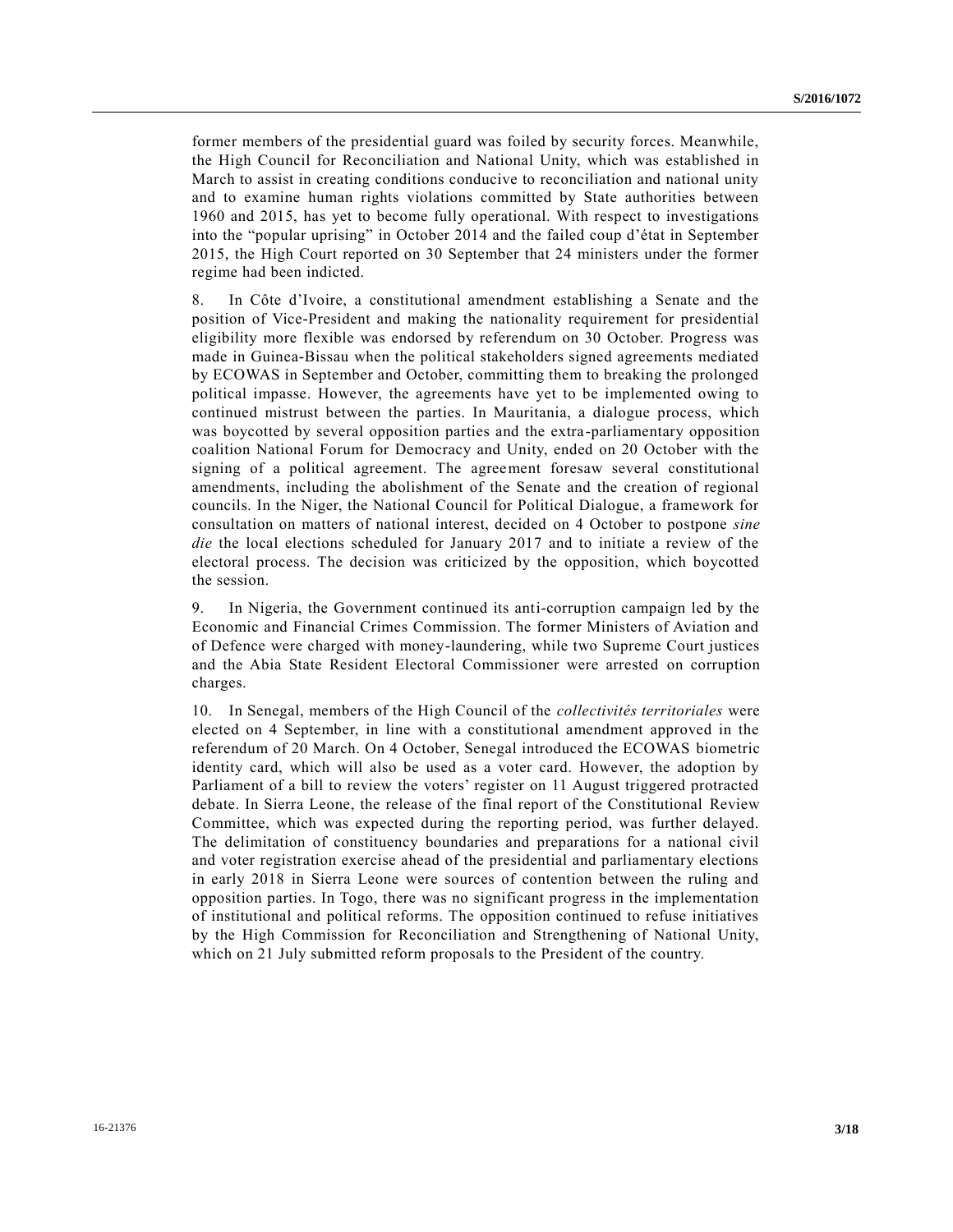former members of the presidential guard was foiled by security forces. Meanwhile, the High Council for Reconciliation and National Unity, which was established in March to assist in creating conditions conducive to reconciliation and national unity and to examine human rights violations committed by State authorities between 1960 and 2015, has yet to become fully operational. With respect to investigations into the "popular uprising" in October 2014 and the failed coup d'état in September 2015, the High Court reported on 30 September that 24 ministers under the former regime had been indicted.

8. In Côte d'Ivoire, a constitutional amendment establishing a Senate and the position of Vice-President and making the nationality requirement for presidential eligibility more flexible was endorsed by referendum on 30 October. Progress was made in Guinea-Bissau when the political stakeholders signed agreements mediated by ECOWAS in September and October, committing them to breaking the prolonged political impasse. However, the agreements have yet to be implemented owing to continued mistrust between the parties. In Mauritania, a dialogue process, which was boycotted by several opposition parties and the extra-parliamentary opposition coalition National Forum for Democracy and Unity, ended on 20 October with the signing of a political agreement. The agreement foresaw several constitutional amendments, including the abolishment of the Senate and the creation of regional councils. In the Niger, the National Council for Political Dialogue, a framework for consultation on matters of national interest, decided on 4 October to postpone *sine die* the local elections scheduled for January 2017 and to initiate a review of the electoral process. The decision was criticized by the opposition, which boycotted the session.

9. In Nigeria, the Government continued its anti-corruption campaign led by the Economic and Financial Crimes Commission. The former Ministers of Aviation and of Defence were charged with money-laundering, while two Supreme Court justices and the Abia State Resident Electoral Commissioner were arrested on corruption charges.

10. In Senegal, members of the High Council of the *collectivités territoriales* were elected on 4 September, in line with a constitutional amendment approved in the referendum of 20 March. On 4 October, Senegal introduced the ECOWAS biometric identity card, which will also be used as a voter card. However, the adoption by Parliament of a bill to review the voters' register on 11 August triggered protracted debate. In Sierra Leone, the release of the final report of the Constitutional Review Committee, which was expected during the reporting period, was further delayed. The delimitation of constituency boundaries and preparations for a national civil and voter registration exercise ahead of the presidential and parliamentary elections in early 2018 in Sierra Leone were sources of contention between the ruling and opposition parties. In Togo, there was no significant progress in the implementation of institutional and political reforms. The opposition continued to refuse initiatives by the High Commission for Reconciliation and Strengthening of National Unity, which on 21 July submitted reform proposals to the President of the country.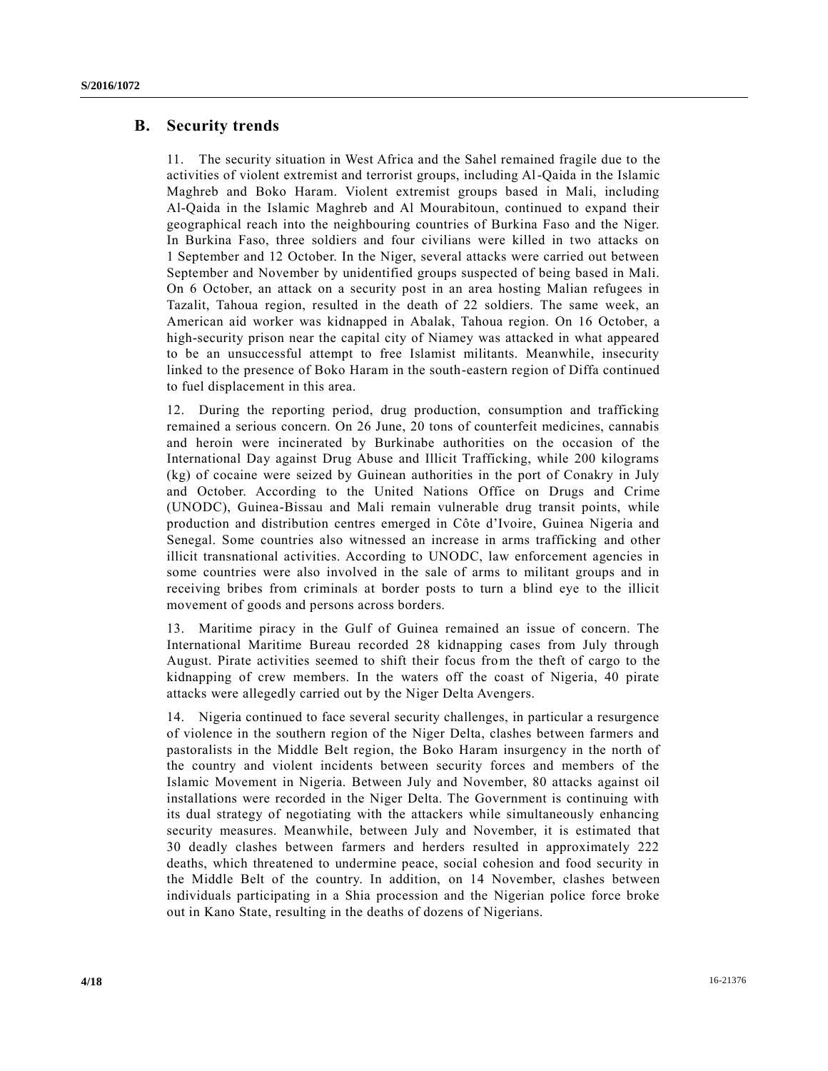## B. Security trends

11. The security situation in West Africa and the Sahel remained fragile due to the activities of violent extremist and terrorist groups, including Al-Qaida in the Islamic Maghreb and Boko Haram. Violent extremist groups based in Mali, including Al-Qaida in the Islamic Maghreb and Al Mourabitoun, continued to expand their geographical reach into the neighbouring countries of Burkina Faso and the Niger. In Burkina Faso, three soldiers and four civilians were killed in two attacks on 1 September and 12 October. In the Niger, several attacks were carried out between September and November by unidentified groups suspected of being based in Mali. On 6 October, an attack on a security post in an area hosting Malian refugees in Tazalit, Tahoua region, resulted in the death of 22 soldiers. The same week, an American aid worker was kidnapped in Abalak, Tahoua region. On 16 October, a high-security prison near the capital city of Niamey was attacked in what appeared to be an unsuccessful attempt to free Islamist militants. Meanwhile, insecurity linked to the presence of Boko Haram in the south-eastern region of Diffa continued to fuel displacement in this area.

12. During the reporting period, drug production, consumption and trafficking remained a serious concern. On 26 June, 20 tons of counterfeit medicines, cannabis and heroin were incinerated by Burkinabe authorities on the occasion of the International Day against Drug Abuse and Illicit Trafficking, while 200 kilograms (kg) of cocaine were seized by Guinean authorities in the port of Conakry in July and October. According to the United Nations Office on Drugs and Crime (UNODC), Guinea-Bissau and Mali remain vulnerable drug transit points, while production and distribution centres emerged in Côte d'Ivoire, Guinea Nigeria and Senegal. Some countries also witnessed an increase in arms trafficking and other illicit transnational activities. According to UNODC, law enforcement agencies in some countries were also involved in the sale of arms to militant groups and in receiving bribes from criminals at border posts to turn a blind eye to the illicit movement of goods and persons across borders.

13. Maritime piracy in the Gulf of Guinea remained an issue of concern. The International Maritime Bureau recorded 28 kidnapping cases from July through August. Pirate activities seemed to shift their focus from the theft of cargo to the kidnapping of crew members. In the waters off the coast of Nigeria, 40 pirate attacks were allegedly carried out by the Niger Delta Avengers.

14. Nigeria continued to face several security challenges, in particular a resurgence of violence in the southern region of the Niger Delta, clashes between farmers and pastoralists in the Middle Belt region, the Boko Haram insurgency in the north of the country and violent incidents between security forces and members of the Islamic Movement in Nigeria. Between July and November, 80 attacks against oil installations were recorded in the Niger Delta. The Government is continuing with its dual strategy of negotiating with the attackers while simultaneously enhancing security measures. Meanwhile, between July and November, it is estimated that 30 deadly clashes between farmers and herders resulted in approximately 222 deaths, which threatened to undermine peace, social cohesion and food security in the Middle Belt of the country. In addition, on 14 November, clashes between individuals participating in a Shia procession and the Nigerian police force broke out in Kano State, resulting in the deaths of dozens of Nigerians.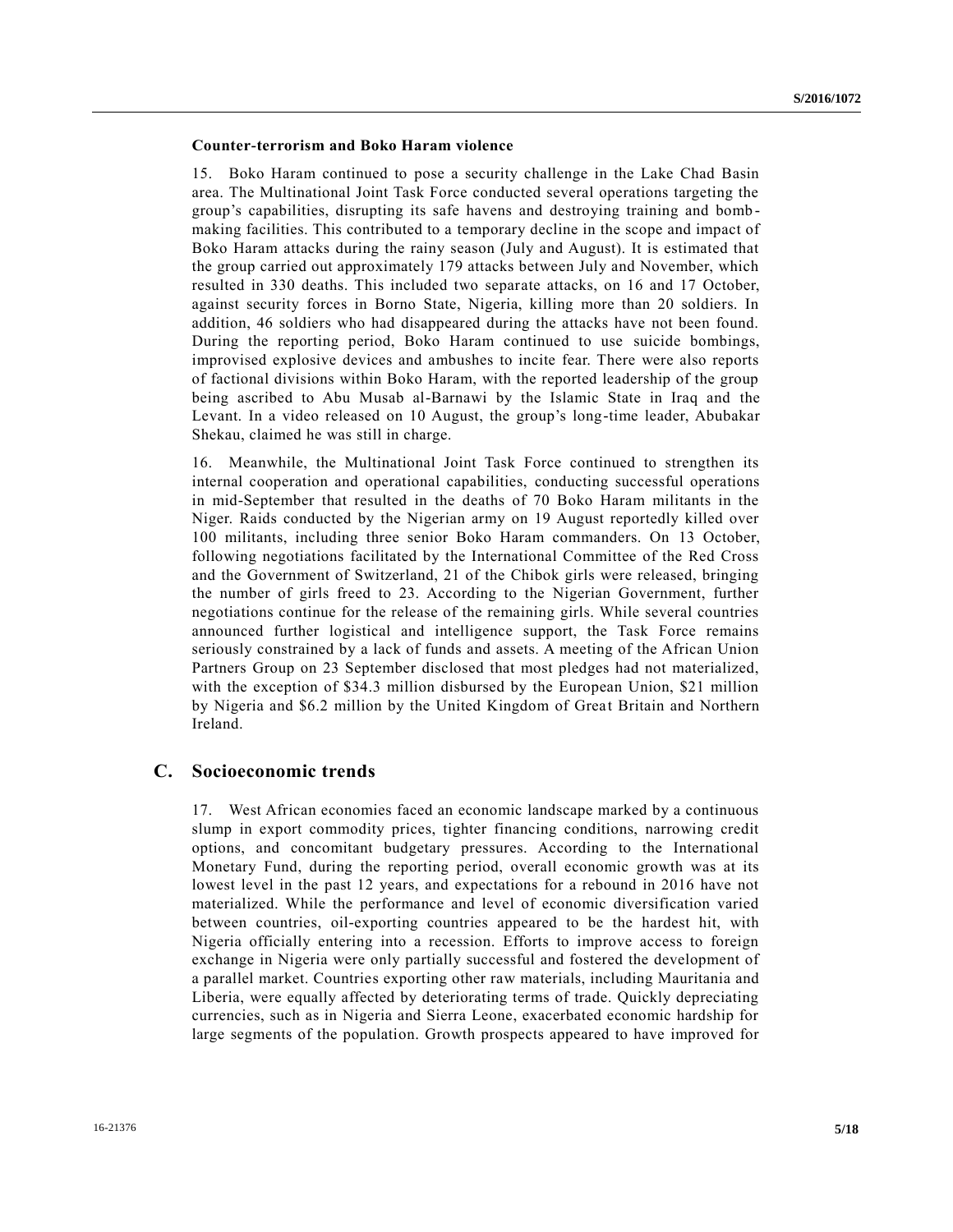**Counter-terrorism and Boko Haram violence**

15. Boko Haram continued to pose a security challenge in the Lake Chad Basin area. The Multinational Joint Task Force conducted several operations targeting the group's capabilities, disrupting its safe havens and destroying training and bomb-making facilities. This contributed to a temporary decline in the scope and impact of Boko Haram attacks during the rainy season (July and August). It is estimated that the group carried out approximately 179 attacks between July and November, which resulted in 330 deaths. This included two separate attacks, on 16 and 17 October, against security forces in Borno State, Nigeria, killing more than 20 soldiers. In addition, 46 soldiers who had disappeared during the attacks have not been found. During the reporting period, Boko Haram continued to use suicide bombings, improvised explosive devices and ambushes to incite fear. There were also reports of factional divisions within Boko Haram, with the reported leadership of the group being ascribed to Abu Musab al-Barnawi by the Islamic State in Iraq and the Levant. In a video released on 10 August, the group's long-time leader, Abubakar Shekau, claimed he was still in charge.

16. Meanwhile, the Multinational Joint Task Force continued to strengthen its internal cooperation and operational capabilities, conducting successful operations in mid-September that resulted in the deaths of 70 Boko Haram militants in the Niger. Raids conducted by the Nigerian army on 19 August reportedly killed over 100 militants, including three senior Boko Haram commanders. On 13 October, following negotiations facilitated by the International Committee of the Red Cross and the Government of Switzerland, 21 of the Chibok girls were released, bringing the number of girls freed to 23. According to the Nigerian Government, further negotiations continue for the release of the remaining girls. While several countries announced further logistical and intelligence support, the Task Force remains seriously constrained by a lack of funds and assets. A meeting of the African Union Partners Group on 23 September disclosed that most pledges had not materialized, with the exception of $34.3 million disbursed by the European Union, $21 million by Nigeria and $6.2 million by the United Kingdom of Great Britain and Northern Ireland.

## C. Socioeconomic trends

17. West African economies faced an economic landscape marked by a continuous slump in export commodity prices, tighter financing conditions, narrowing credit options, and concomitant budgetary pressures. According to the International Monetary Fund, during the reporting period, overall economic growth was at its lowest level in the past 12 years, and expectations for a rebound in 2016 have not materialized. While the performance and level of economic diversification varied between countries, oil-exporting countries appeared to be the hardest hit, with Nigeria officially entering into a recession. Efforts to improve access to foreign exchange in Nigeria were only partially successful and fostered the development of a parallel market. Countries exporting other raw materials, including Mauritania and Liberia, were equally affected by deteriorating terms of trade. Quickly depreciating currencies, such as in Nigeria and Sierra Leone, exacerbated economic hardship for large segments of the population. Growth prospects appeared to have improved for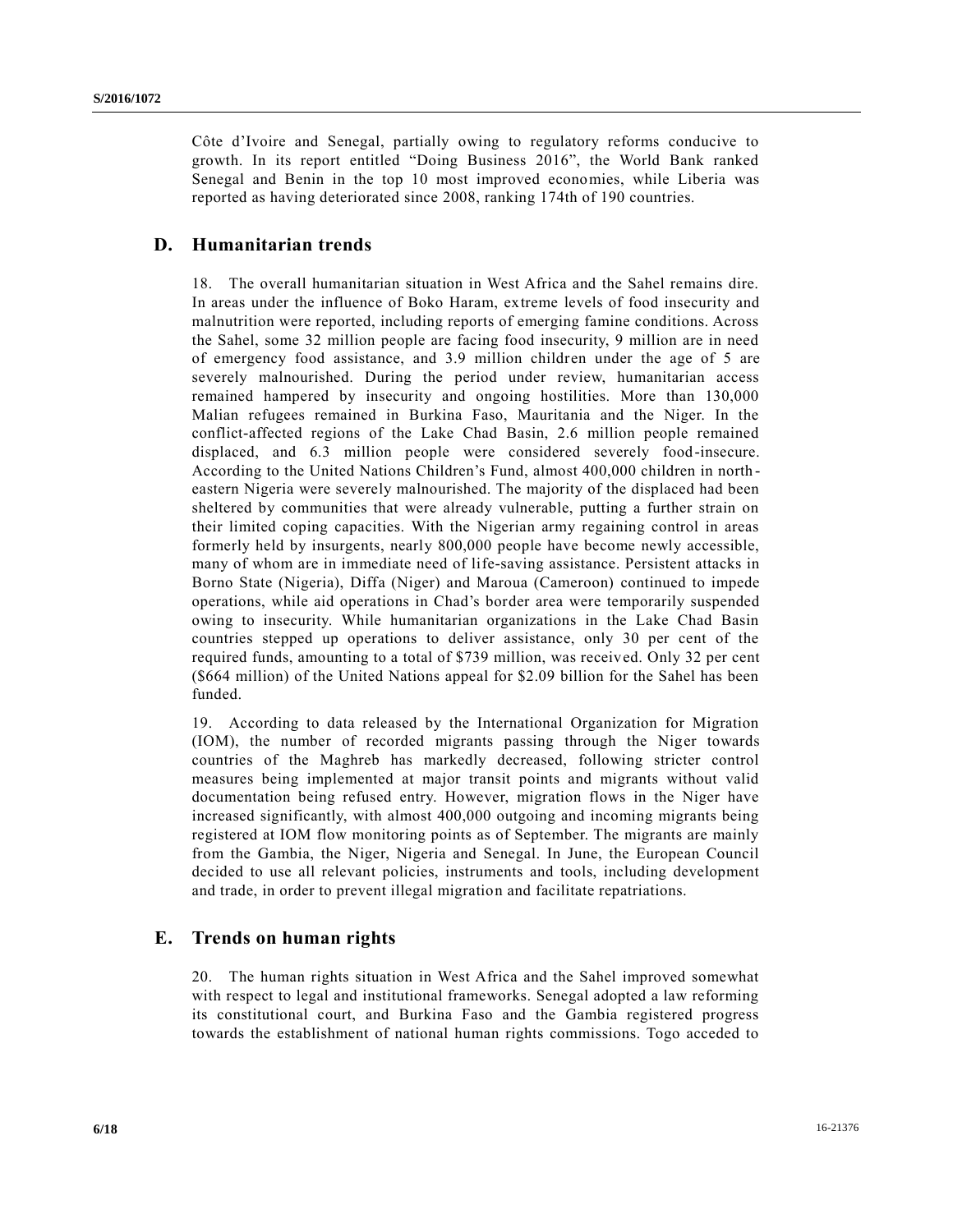Côte d'Ivoire and Senegal, partially owing to regulatory reforms conducive to growth. In its report entitled "Doing Business 2016", the World Bank ranked Senegal and Benin in the top 10 most improved economies, while Liberia was reported as having deteriorated since 2008, ranking 174th of 190 countries.

## D. Humanitarian trends

18. The overall humanitarian situation in West Africa and the Sahel remains dire. In areas under the influence of Boko Haram, extreme levels of food insecurity and malnutrition were reported, including reports of emerging famine conditions. Across the Sahel, some 32 million people are facing food insecurity, 9 million are in need of emergency food assistance, and 3.9 million children under the age of 5 are severely malnourished. During the period under review, humanitarian access remained hampered by insecurity and ongoing hostilities. More than 130,000 Malian refugees remained in Burkina Faso, Mauritania and the Niger. In the conflict-affected regions of the Lake Chad Basin, 2.6 million people remained displaced, and 6.3 million people were considered severely food-insecure. According to the United Nations Children's Fund, almost 400,000 children in north-eastern Nigeria were severely malnourished. The majority of the displaced had been sheltered by communities that were already vulnerable, putting a further strain on their limited coping capacities. With the Nigerian army regaining control in areas formerly held by insurgents, nearly 800,000 people have become newly accessible, many of whom are in immediate need of life-saving assistance. Persistent attacks in Borno State (Nigeria), Diffa (Niger) and Maroua (Cameroon) continued to impede operations, while aid operations in Chad's border area were temporarily suspended owing to insecurity. While humanitarian organizations in the Lake Chad Basin countries stepped up operations to deliver assistance, only 30 per cent of the required funds, amounting to a total of $739 million, was received. Only 32 per cent ($664 million) of the United Nations appeal for $2.09 billion for the Sahel has been funded.

19. According to data released by the International Organization for Migration (IOM), the number of recorded migrants passing through the Niger towards countries of the Maghreb has markedly decreased, following stricter control measures being implemented at major transit points and migrants without valid documentation being refused entry. However, migration flows in the Niger have increased significantly, with almost 400,000 outgoing and incoming migrants being registered at IOM flow monitoring points as of September. The migrants are mainly from the Gambia, the Niger, Nigeria and Senegal. In June, the European Council decided to use all relevant policies, instruments and tools, including development and trade, in order to prevent illegal migration and facilitate repatriations.

## E. Trends on human rights

20. The human rights situation in West Africa and the Sahel improved somewhat with respect to legal and institutional frameworks. Senegal adopted a law reforming its constitutional court, and Burkina Faso and the Gambia registered progress towards the establishment of national human rights commissions. Togo acceded to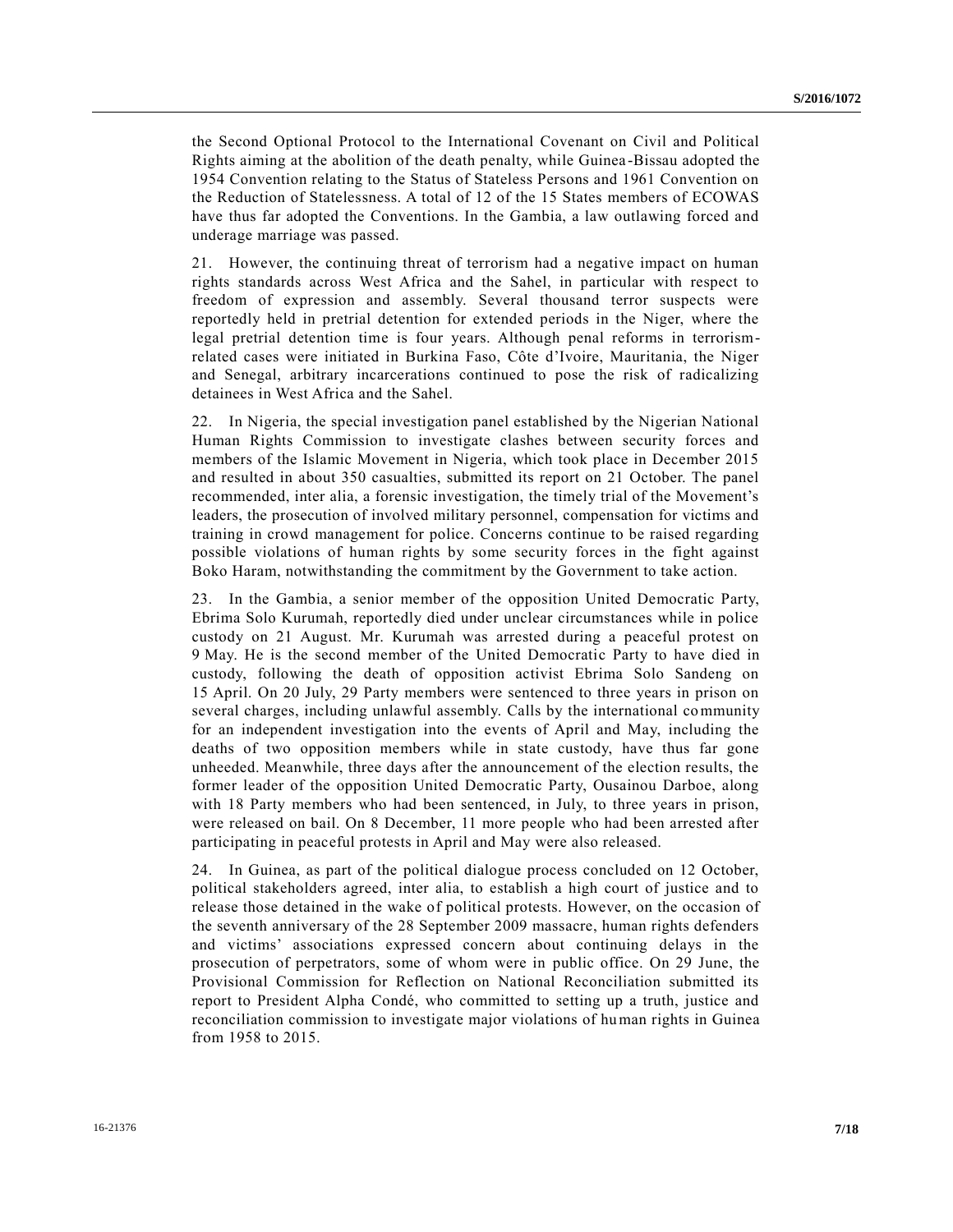the Second Optional Protocol to the International Covenant on Civil and Political Rights aiming at the abolition of the death penalty, while Guinea-Bissau adopted the 1954 Convention relating to the Status of Stateless Persons and 1961 Convention on the Reduction of Statelessness. A total of 12 of the 15 States members of ECOWAS have thus far adopted the Conventions. In the Gambia, a law outlawing forced and underage marriage was passed.

21. However, the continuing threat of terrorism had a negative impact on human rights standards across West Africa and the Sahel, in particular with respect to freedom of expression and assembly. Several thousand terror suspects were reportedly held in pretrial detention for extended periods in the Niger, where the legal pretrial detention time is four years. Although penal reforms in terrorism-related cases were initiated in Burkina Faso, Côte d'Ivoire, Mauritania, the Niger and Senegal, arbitrary incarcerations continued to pose the risk of radicalizing detainees in West Africa and the Sahel.

22. In Nigeria, the special investigation panel established by the Nigerian National Human Rights Commission to investigate clashes between security forces and members of the Islamic Movement in Nigeria, which took place in December 2015 and resulted in about 350 casualties, submitted its report on 21 October. The panel recommended, inter alia, a forensic investigation, the timely trial of the Movement's leaders, the prosecution of involved military personnel, compensation for victims and training in crowd management for police. Concerns continue to be raised regarding possible violations of human rights by some security forces in the fight against Boko Haram, notwithstanding the commitment by the Government to take action.

23. In the Gambia, a senior member of the opposition United Democratic Party, Ebrima Solo Kurumah, reportedly died under unclear circumstances while in police custody on 21 August. Mr. Kurumah was arrested during a peaceful protest on 9 May. He is the second member of the United Democratic Party to have died in custody, following the death of opposition activist Ebrima Solo Sandeng on 15 April. On 20 July, 29 Party members were sentenced to three years in prison on several charges, including unlawful assembly. Calls by the international community for an independent investigation into the events of April and May, including the deaths of two opposition members while in state custody, have thus far gone unheeded. Meanwhile, three days after the announcement of the election results, the former leader of the opposition United Democratic Party, Ousainou Darboe, along with 18 Party members who had been sentenced, in July, to three years in prison, were released on bail. On 8 December, 11 more people who had been arrested after participating in peaceful protests in April and May were also released.

24. In Guinea, as part of the political dialogue process concluded on 12 October, political stakeholders agreed, inter alia, to establish a high court of justice and to release those detained in the wake of political protests. However, on the occasion of the seventh anniversary of the 28 September 2009 massacre, human rights defenders and victims' associations expressed concern about continuing delays in the prosecution of perpetrators, some of whom were in public office. On 29 June, the Provisional Commission for Reflection on National Reconciliation submitted its report to President Alpha Condé, who committed to setting up a truth, justice and reconciliation commission to investigate major violations of human rights in Guinea from 1958 to 2015.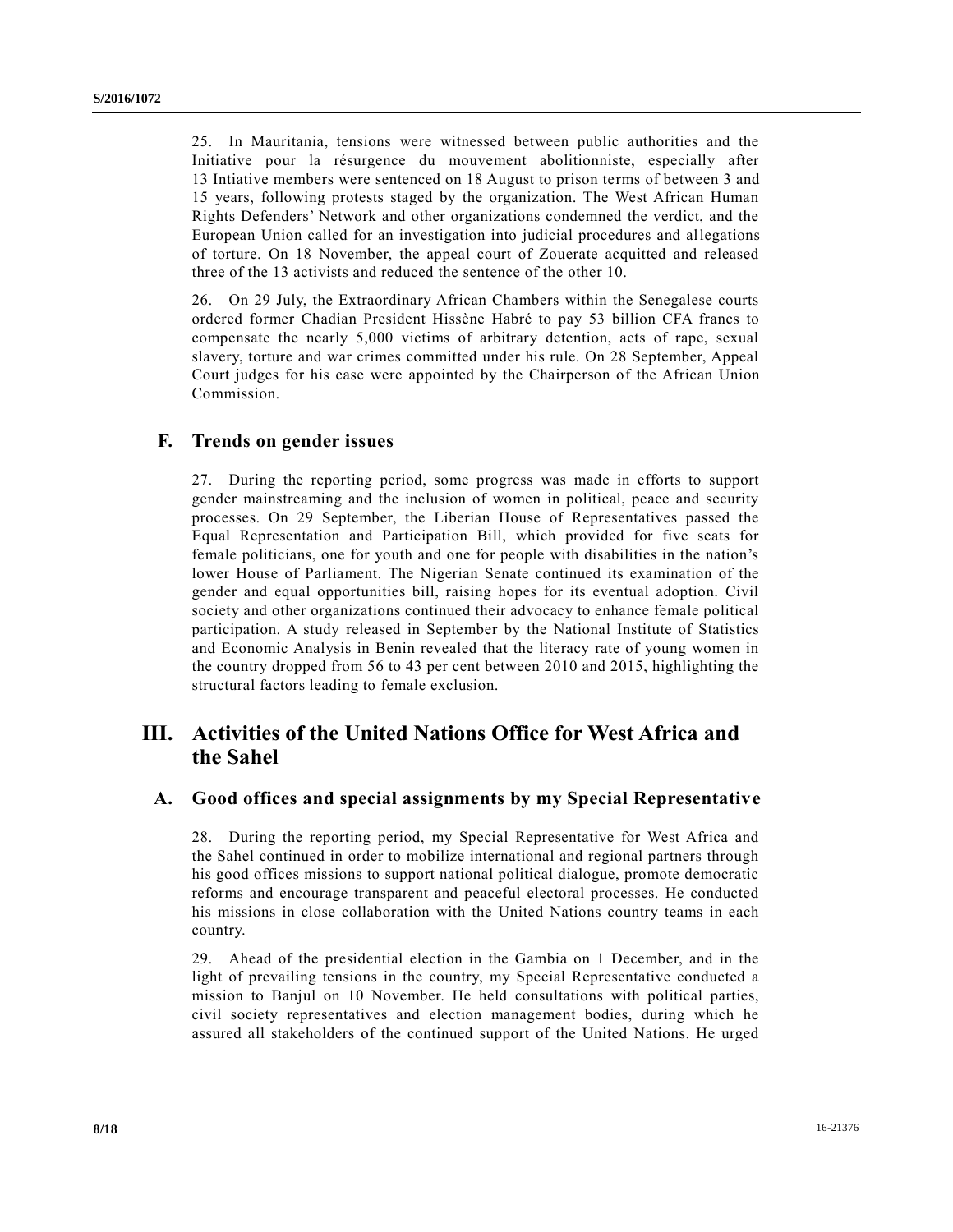25. In Mauritania, tensions were witnessed between public authorities and the Initiative pour la résurgence du mouvement abolitionniste, especially after 13 Intiative members were sentenced on 18 August to prison terms of between 3 and 15 years, following protests staged by the organization. The West African Human Rights Defenders' Network and other organizations condemned the verdict, and the European Union called for an investigation into judicial procedures and allegations of torture. On 18 November, the appeal court of Zouerate acquitted and released three of the 13 activists and reduced the sentence of the other 10.

26. On 29 July, the Extraordinary African Chambers within the Senegalese courts ordered former Chadian President Hissène Habré to pay 53 billion CFA francs to compensate the nearly 5,000 victims of arbitrary detention, acts of rape, sexual slavery, torture and war crimes committed under his rule. On 28 September, Appeal Court judges for his case were appointed by the Chairperson of the African Union Commission.

### F. Trends on gender issues

27. During the reporting period, some progress was made in efforts to support gender mainstreaming and the inclusion of women in political, peace and security processes. On 29 September, the Liberian House of Representatives passed the Equal Representation and Participation Bill, which provided for five seats for female politicians, one for youth and one for people with disabilities in the nation's lower House of Parliament. The Nigerian Senate continued its examination of the gender and equal opportunities bill, raising hopes for its eventual adoption. Civil society and other organizations continued their advocacy to enhance female political participation. A study released in September by the National Institute of Statistics and Economic Analysis in Benin revealed that the literacy rate of young women in the country dropped from 56 to 43 per cent between 2010 and 2015, highlighting the structural factors leading to female exclusion.

## III. Activities of the United Nations Office for West Africa and the Sahel

### A. Good offices and special assignments by my Special Representative

28. During the reporting period, my Special Representative for West Africa and the Sahel continued in order to mobilize international and regional partners through his good offices missions to support national political dialogue, promote democratic reforms and encourage transparent and peaceful electoral processes. He conducted his missions in close collaboration with the United Nations country teams in each country.

29. Ahead of the presidential election in the Gambia on 1 December, and in the light of prevailing tensions in the country, my Special Representative conducted a mission to Banjul on 10 November. He held consultations with political parties, civil society representatives and election management bodies, during which he assured all stakeholders of the continued support of the United Nations. He urged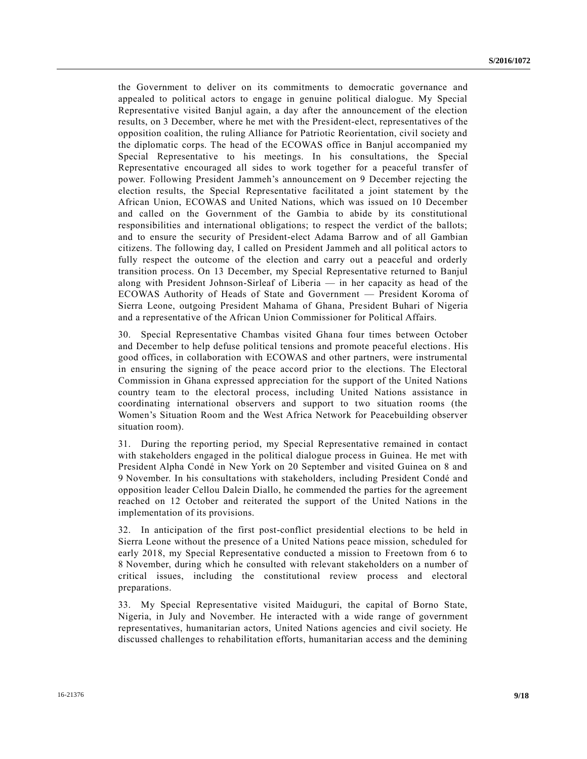the Government to deliver on its commitments to democratic governance and appealed to political actors to engage in genuine political dialogue. My Special Representative visited Banjul again, a day after the announcement of the election results, on 3 December, where he met with the President-elect, representatives of the opposition coalition, the ruling Alliance for Patriotic Reorientation, civil society and the diplomatic corps. The head of the ECOWAS office in Banjul accompanied my Special Representative to his meetings. In his consultations, the Special Representative encouraged all sides to work together for a peaceful transfer of power. Following President Jammeh's announcement on 9 December rejecting the election results, the Special Representative facilitated a joint statement by the African Union, ECOWAS and United Nations, which was issued on 10 December and called on the Government of the Gambia to abide by its constitutional responsibilities and international obligations; to respect the verdict of the ballots; and to ensure the security of President-elect Adama Barrow and of all Gambian citizens. The following day, I called on President Jammeh and all political actors to fully respect the outcome of the election and carry out a peaceful and orderly transition process. On 13 December, my Special Representative returned to Banjul along with President Johnson-Sirleaf of Liberia — in her capacity as head of the ECOWAS Authority of Heads of State and Government — President Koroma of Sierra Leone, outgoing President Mahama of Ghana, President Buhari of Nigeria and a representative of the African Union Commissioner for Political Affairs.

30. Special Representative Chambas visited Ghana four times between October and December to help defuse political tensions and promote peaceful elections. His good offices, in collaboration with ECOWAS and other partners, were instrumental in ensuring the signing of the peace accord prior to the elections. The Electoral Commission in Ghana expressed appreciation for the support of the United Nations country team to the electoral process, including United Nations assistance in coordinating international observers and support to two situation rooms (the Women's Situation Room and the West Africa Network for Peacebuilding observer situation room).

31. During the reporting period, my Special Representative remained in contact with stakeholders engaged in the political dialogue process in Guinea. He met with President Alpha Condé in New York on 20 September and visited Guinea on 8 and 9 November. In his consultations with stakeholders, including President Condé and opposition leader Cellou Dalein Diallo, he commended the parties for the agreement reached on 12 October and reiterated the support of the United Nations in the implementation of its provisions.

32. In anticipation of the first post-conflict presidential elections to be held in Sierra Leone without the presence of a United Nations peace mission, scheduled for early 2018, my Special Representative conducted a mission to Freetown from 6 to 8 November, during which he consulted with relevant stakeholders on a number of critical issues, including the constitutional review process and electoral preparations.

33. My Special Representative visited Maiduguri, the capital of Borno State, Nigeria, in July and November. He interacted with a wide range of government representatives, humanitarian actors, United Nations agencies and civil society. He discussed challenges to rehabilitation efforts, humanitarian access and the demining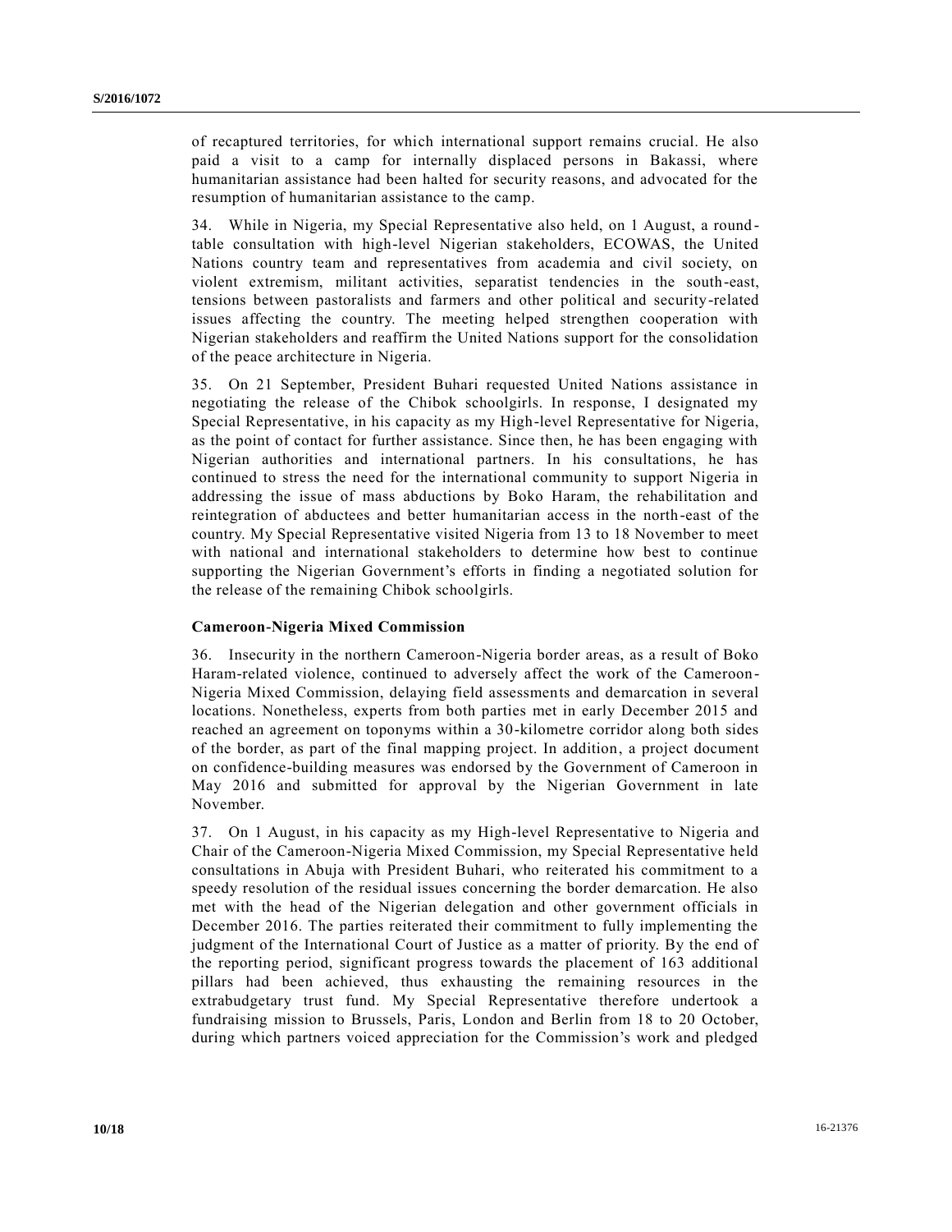of recaptured territories, for which international support remains crucial. He also paid a visit to a camp for internally displaced persons in Bakassi, where humanitarian assistance had been halted for security reasons, and advocated for the resumption of humanitarian assistance to the camp.

34. While in Nigeria, my Special Representative also held, on 1 August, a round-table consultation with high-level Nigerian stakeholders, ECOWAS, the United Nations country team and representatives from academia and civil society, on violent extremism, militant activities, separatist tendencies in the south-east, tensions between pastoralists and farmers and other political and security-related issues affecting the country. The meeting helped strengthen cooperation with Nigerian stakeholders and reaffirm the United Nations support for the consolidation of the peace architecture in Nigeria.

35. On 21 September, President Buhari requested United Nations assistance in negotiating the release of the Chibok schoolgirls. In response, I designated my Special Representative, in his capacity as my High-level Representative for Nigeria, as the point of contact for further assistance. Since then, he has been engaging with Nigerian authorities and international partners. In his consultations, he has continued to stress the need for the international community to support Nigeria in addressing the issue of mass abductions by Boko Haram, the rehabilitation and reintegration of abductees and better humanitarian access in the north-east of the country. My Special Representative visited Nigeria from 13 to 18 November to meet with national and international stakeholders to determine how best to continue supporting the Nigerian Government's efforts in finding a negotiated solution for the release of the remaining Chibok schoolgirls.

### Cameroon-Nigeria Mixed Commission

36. Insecurity in the northern Cameroon-Nigeria border areas, as a result of Boko Haram-related violence, continued to adversely affect the work of the Cameroon-Nigeria Mixed Commission, delaying field assessments and demarcation in several locations. Nonetheless, experts from both parties met in early December 2015 and reached an agreement on toponyms within a 30-kilometre corridor along both sides of the border, as part of the final mapping project. In addition, a project document on confidence-building measures was endorsed by the Government of Cameroon in May 2016 and submitted for approval by the Nigerian Government in late November.

37. On 1 August, in his capacity as my High-level Representative to Nigeria and Chair of the Cameroon-Nigeria Mixed Commission, my Special Representative held consultations in Abuja with President Buhari, who reiterated his commitment to a speedy resolution of the residual issues concerning the border demarcation. He also met with the head of the Nigerian delegation and other government officials in December 2016. The parties reiterated their commitment to fully implementing the judgment of the International Court of Justice as a matter of priority. By the end of the reporting period, significant progress towards the placement of 163 additional pillars had been achieved, thus exhausting the remaining resources in the extrabudgetary trust fund. My Special Representative therefore undertook a fundraising mission to Brussels, Paris, London and Berlin from 18 to 20 October, during which partners voiced appreciation for the Commission's work and pledged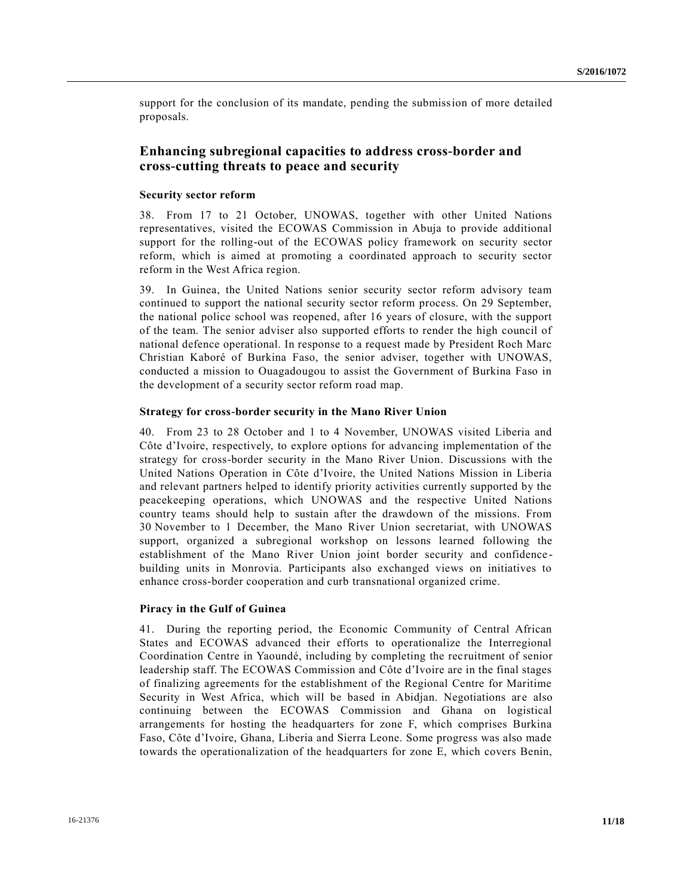support for the conclusion of its mandate, pending the submission of more detailed proposals.

## Enhancing subregional capacities to address cross-border and cross-cutting threats to peace and security

### Security sector reform

38. From 17 to 21 October, UNOWAS, together with other United Nations representatives, visited the ECOWAS Commission in Abuja to provide additional support for the rolling-out of the ECOWAS policy framework on security sector reform, which is aimed at promoting a coordinated approach to security sector reform in the West Africa region.

39. In Guinea, the United Nations senior security sector reform advisory team continued to support the national security sector reform process. On 29 September, the national police school was reopened, after 16 years of closure, with the support of the team. The senior adviser also supported efforts to render the high council of national defence operational. In response to a request made by President Roch Marc Christian Kaboré of Burkina Faso, the senior adviser, together with UNOWAS, conducted a mission to Ouagadougou to assist the Government of Burkina Faso in the development of a security sector reform road map.

### Strategy for cross-border security in the Mano River Union

40. From 23 to 28 October and 1 to 4 November, UNOWAS visited Liberia and Côte d'Ivoire, respectively, to explore options for advancing implementation of the strategy for cross-border security in the Mano River Union. Discussions with the United Nations Operation in Côte d'Ivoire, the United Nations Mission in Liberia and relevant partners helped to identify priority activities currently supported by the peacekeeping operations, which UNOWAS and the respective United Nations country teams should help to sustain after the drawdown of the missions. From 30 November to 1 December, the Mano River Union secretariat, with UNOWAS support, organized a subregional workshop on lessons learned following the establishment of the Mano River Union joint border security and confidence-building units in Monrovia. Participants also exchanged views on initiatives to enhance cross-border cooperation and curb transnational organized crime.

### Piracy in the Gulf of Guinea

41. During the reporting period, the Economic Community of Central African States and ECOWAS advanced their efforts to operationalize the Interregional Coordination Centre in Yaoundé, including by completing the recruitment of senior leadership staff. The ECOWAS Commission and Côte d'Ivoire are in the final stages of finalizing agreements for the establishment of the Regional Centre for Maritime Security in West Africa, which will be based in Abidjan. Negotiations are also continuing between the ECOWAS Commission and Ghana on logistical arrangements for hosting the headquarters for zone F, which comprises Burkina Faso, Côte d'Ivoire, Ghana, Liberia and Sierra Leone. Some progress was also made towards the operationalization of the headquarters for zone E, which covers Benin,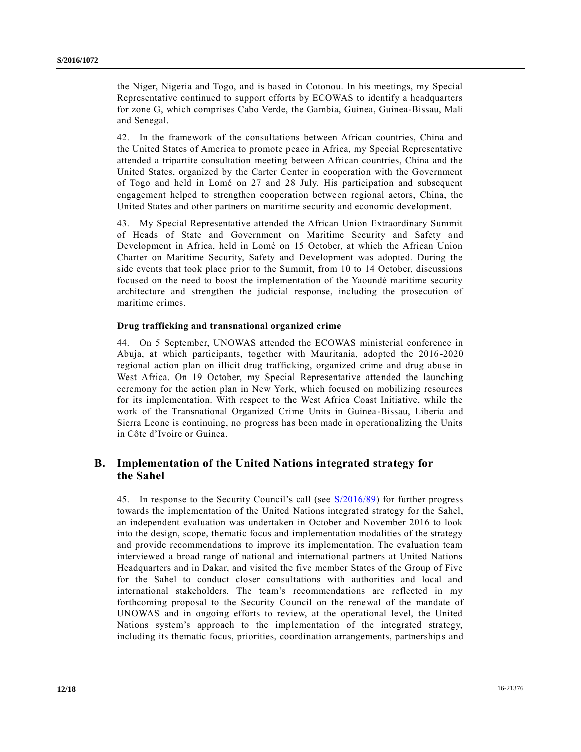the Niger, Nigeria and Togo, and is based in Cotonou. In his meetings, my Special Representative continued to support efforts by ECOWAS to identify a headquarters for zone G, which comprises Cabo Verde, the Gambia, Guinea, Guinea-Bissau, Mali and Senegal.

42. In the framework of the consultations between African countries, China and the United States of America to promote peace in Africa, my Special Representative attended a tripartite consultation meeting between African countries, China and the United States, organized by the Carter Center in cooperation with the Government of Togo and held in Lomé on 27 and 28 July. His participation and subsequent engagement helped to strengthen cooperation between regional actors, China, the United States and other partners on maritime security and economic development.

43. My Special Representative attended the African Union Extraordinary Summit of Heads of State and Government on Maritime Security and Safety and Development in Africa, held in Lomé on 15 October, at which the African Union Charter on Maritime Security, Safety and Development was adopted. During the side events that took place prior to the Summit, from 10 to 14 October, discussions focused on the need to boost the implementation of the Yaoundé maritime security architecture and strengthen the judicial response, including the prosecution of maritime crimes.

#### Drug trafficking and transnational organized crime

44. On 5 September, UNOWAS attended the ECOWAS ministerial conference in Abuja, at which participants, together with Mauritania, adopted the 2016-2020 regional action plan on illicit drug trafficking, organized crime and drug abuse in West Africa. On 19 October, my Special Representative attended the launching ceremony for the action plan in New York, which focused on mobilizing resources for its implementation. With respect to the West Africa Coast Initiative, while the work of the Transnational Organized Crime Units in Guinea-Bissau, Liberia and Sierra Leone is continuing, no progress has been made in operationalizing the Units in Côte d'Ivoire or Guinea.

## B. Implementation of the United Nations integrated strategy for the Sahel

45. In response to the Security Council's call (see S/2016/89) for further progress towards the implementation of the United Nations integrated strategy for the Sahel, an independent evaluation was undertaken in October and November 2016 to look into the design, scope, thematic focus and implementation modalities of the strategy and provide recommendations to improve its implementation. The evaluation team interviewed a broad range of national and international partners at United Nations Headquarters and in Dakar, and visited the five member States of the Group of Five for the Sahel to conduct closer consultations with authorities and local and international stakeholders. The team's recommendations are reflected in my forthcoming proposal to the Security Council on the renewal of the mandate of UNOWAS and in ongoing efforts to review, at the operational level, the United Nations system's approach to the implementation of the integrated strategy, including its thematic focus, priorities, coordination arrangements, partnerships and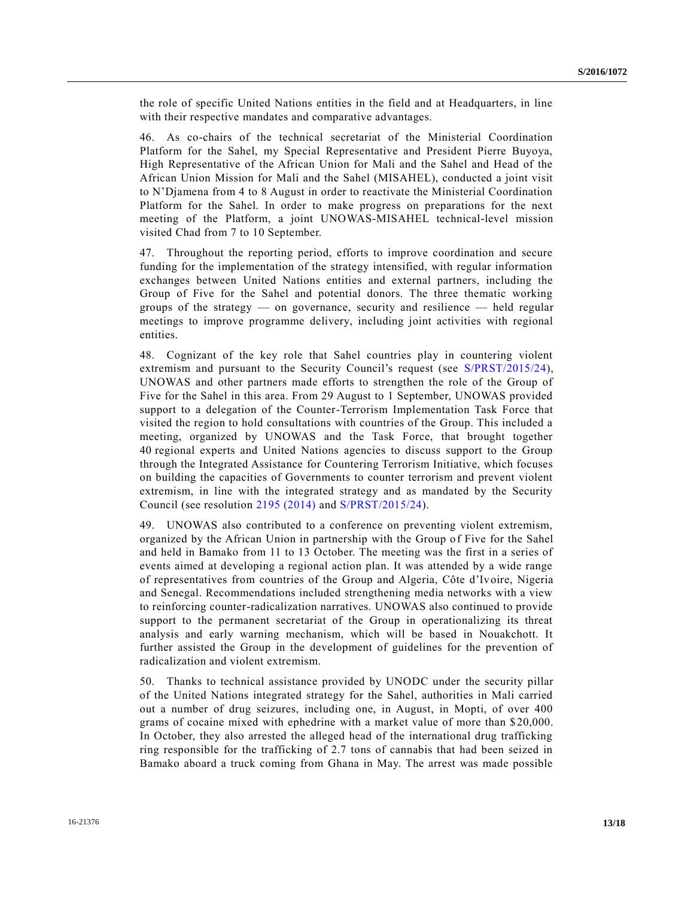the role of specific United Nations entities in the field and at Headquarters, in line with their respective mandates and comparative advantages.

46. As co-chairs of the technical secretariat of the Ministerial Coordination Platform for the Sahel, my Special Representative and President Pierre Buyoya, High Representative of the African Union for Mali and the Sahel and Head of the African Union Mission for Mali and the Sahel (MISAHEL), conducted a joint visit to N'Djamena from 4 to 8 August in order to reactivate the Ministerial Coordination Platform for the Sahel. In order to make progress on preparations for the next meeting of the Platform, a joint UNOWAS-MISAHEL technical-level mission visited Chad from 7 to 10 September.

47. Throughout the reporting period, efforts to improve coordination and secure funding for the implementation of the strategy intensified, with regular information exchanges between United Nations entities and external partners, including the Group of Five for the Sahel and potential donors. The three thematic working groups of the strategy — on governance, security and resilience — held regular meetings to improve programme delivery, including joint activities with regional entities.

48. Cognizant of the key role that Sahel countries play in countering violent extremism and pursuant to the Security Council's request (see S/PRST/2015/24), UNOWAS and other partners made efforts to strengthen the role of the Group of Five for the Sahel in this area. From 29 August to 1 September, UNOWAS provided support to a delegation of the Counter-Terrorism Implementation Task Force that visited the region to hold consultations with countries of the Group. This included a meeting, organized by UNOWAS and the Task Force, that brought together 40 regional experts and United Nations agencies to discuss support to the Group through the Integrated Assistance for Countering Terrorism Initiative, which focuses on building the capacities of Governments to counter terrorism and prevent violent extremism, in line with the integrated strategy and as mandated by the Security Council (see resolution 2195 (2014) and S/PRST/2015/24).

49. UNOWAS also contributed to a conference on preventing violent extremism, organized by the African Union in partnership with the Group of Five for the Sahel and held in Bamako from 11 to 13 October. The meeting was the first in a series of events aimed at developing a regional action plan. It was attended by a wide range of representatives from countries of the Group and Algeria, Côte d'Ivoire, Nigeria and Senegal. Recommendations included strengthening media networks with a view to reinforcing counter-radicalization narratives. UNOWAS also continued to provide support to the permanent secretariat of the Group in operationalizing its threat analysis and early warning mechanism, which will be based in Nouakchott. It further assisted the Group in the development of guidelines for the prevention of radicalization and violent extremism.

50. Thanks to technical assistance provided by UNODC under the security pillar of the United Nations integrated strategy for the Sahel, authorities in Mali carried out a number of drug seizures, including one, in August, in Mopti, of over 400 grams of cocaine mixed with ephedrine with a market value of more than $20,000. In October, they also arrested the alleged head of the international drug trafficking ring responsible for the trafficking of 2.7 tons of cannabis that had been seized in Bamako aboard a truck coming from Ghana in May. The arrest was made possible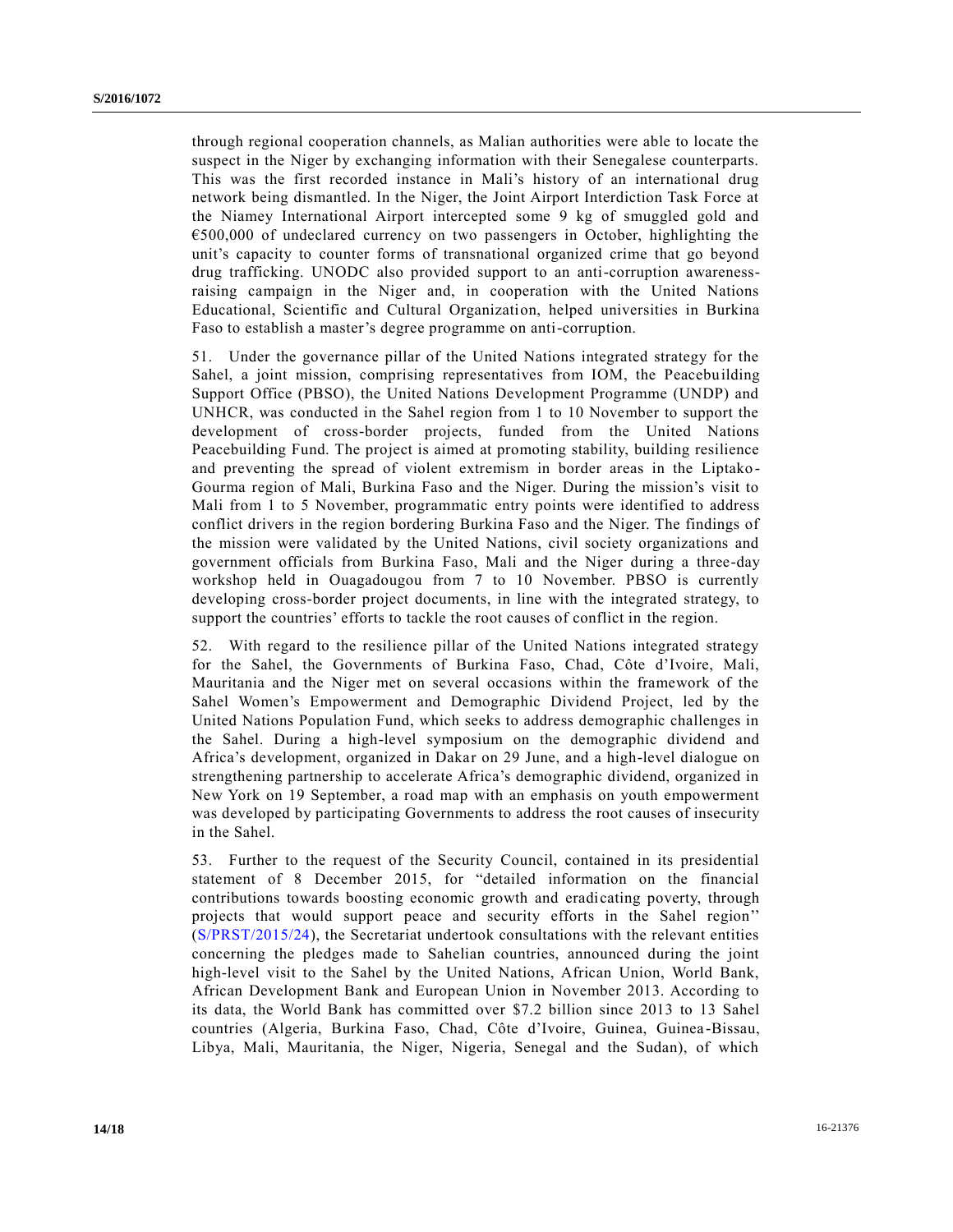through regional cooperation channels, as Malian authorities were able to locate the suspect in the Niger by exchanging information with their Senegalese counterparts. This was the first recorded instance in Mali's history of an international drug network being dismantled. In the Niger, the Joint Airport Interdiction Task Force at the Niamey International Airport intercepted some 9 kg of smuggled gold and €500,000 of undeclared currency on two passengers in October, highlighting the unit's capacity to counter forms of transnational organized crime that go beyond drug trafficking. UNODC also provided support to an anti-corruption awareness-raising campaign in the Niger and, in cooperation with the United Nations Educational, Scientific and Cultural Organization, helped universities in Burkina Faso to establish a master's degree programme on anti-corruption.

51. Under the governance pillar of the United Nations integrated strategy for the Sahel, a joint mission, comprising representatives from IOM, the Peacebuilding Support Office (PBSO), the United Nations Development Programme (UNDP) and UNHCR, was conducted in the Sahel region from 1 to 10 November to support the development of cross-border projects, funded from the United Nations Peacebuilding Fund. The project is aimed at promoting stability, building resilience and preventing the spread of violent extremism in border areas in the Liptako-Gourma region of Mali, Burkina Faso and the Niger. During the mission's visit to Mali from 1 to 5 November, programmatic entry points were identified to address conflict drivers in the region bordering Burkina Faso and the Niger. The findings of the mission were validated by the United Nations, civil society organizations and government officials from Burkina Faso, Mali and the Niger during a three-day workshop held in Ouagadougou from 7 to 10 November. PBSO is currently developing cross-border project documents, in line with the integrated strategy, to support the countries' efforts to tackle the root causes of conflict in the region.

52. With regard to the resilience pillar of the United Nations integrated strategy for the Sahel, the Governments of Burkina Faso, Chad, Côte d'Ivoire, Mali, Mauritania and the Niger met on several occasions within the framework of the Sahel Women's Empowerment and Demographic Dividend Project, led by the United Nations Population Fund, which seeks to address demographic challenges in the Sahel. During a high-level symposium on the demographic dividend and Africa's development, organized in Dakar on 29 June, and a high-level dialogue on strengthening partnership to accelerate Africa's demographic dividend, organized in New York on 19 September, a road map with an emphasis on youth empowerment was developed by participating Governments to address the root causes of insecurity in the Sahel.

53. Further to the request of the Security Council, contained in its presidential statement of 8 December 2015, for "detailed information on the financial contributions towards boosting economic growth and eradicating poverty, through projects that would support peace and security efforts in the Sahel region" (S/PRST/2015/24), the Secretariat undertook consultations with the relevant entities concerning the pledges made to Sahelian countries, announced during the joint high-level visit to the Sahel by the United Nations, African Union, World Bank, African Development Bank and European Union in November 2013. According to its data, the World Bank has committed over $7.2 billion since 2013 to 13 Sahel countries (Algeria, Burkina Faso, Chad, Côte d'Ivoire, Guinea, Guinea-Bissau, Libya, Mali, Mauritania, the Niger, Nigeria, Senegal and the Sudan), of which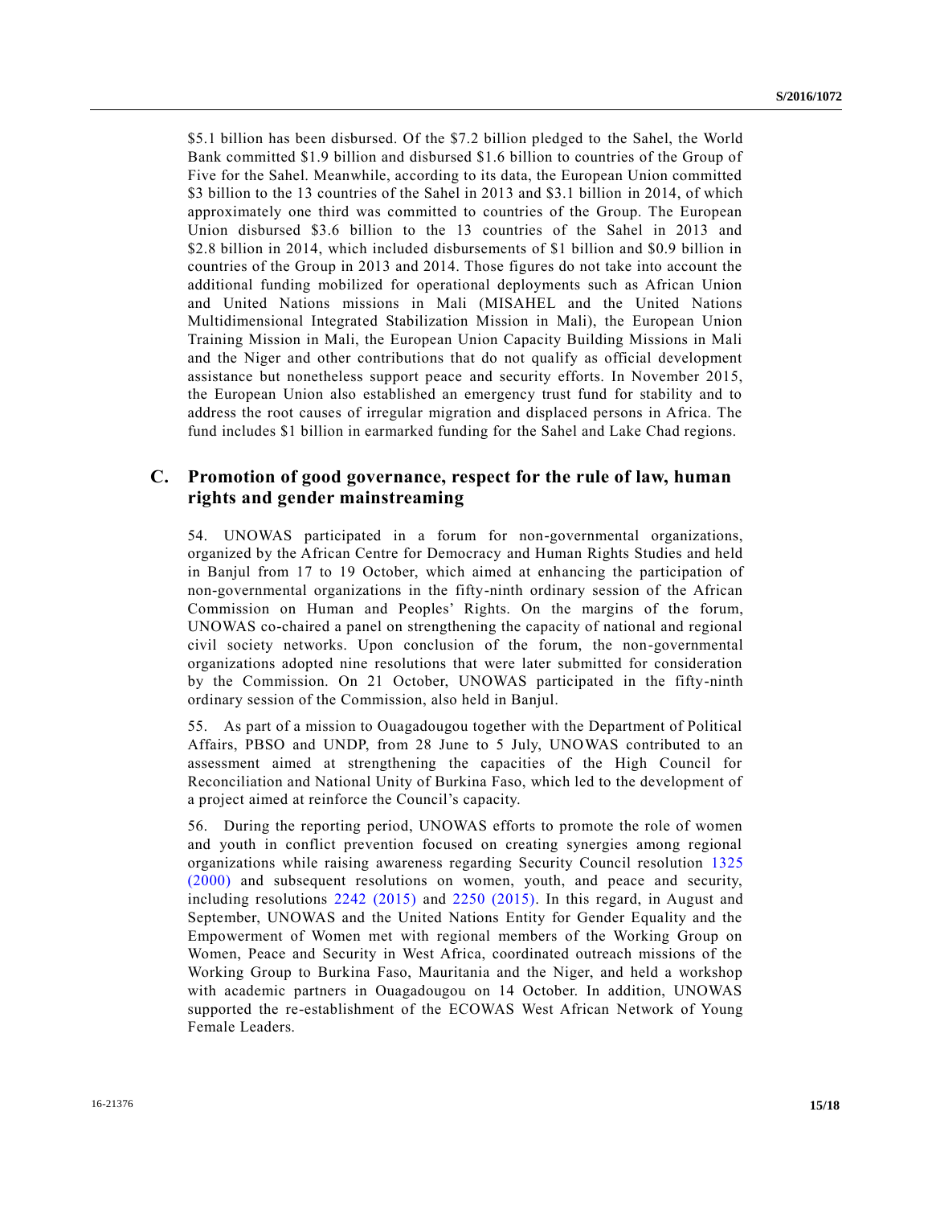$5.1 billion has been disbursed. Of the $7.2 billion pledged to the Sahel, the World Bank committed $1.9 billion and disbursed $1.6 billion to countries of the Group of Five for the Sahel. Meanwhile, according to its data, the European Union committed $3 billion to the 13 countries of the Sahel in 2013 and $3.1 billion in 2014, of which approximately one third was committed to countries of the Group. The European Union disbursed $3.6 billion to the 13 countries of the Sahel in 2013 and $2.8 billion in 2014, which included disbursements of $1 billion and $0.9 billion in countries of the Group in 2013 and 2014. Those figures do not take into account the additional funding mobilized for operational deployments such as African Union and United Nations missions in Mali (MISAHEL and the United Nations Multidimensional Integrated Stabilization Mission in Mali), the European Union Training Mission in Mali, the European Union Capacity Building Missions in Mali and the Niger and other contributions that do not qualify as official development assistance but nonetheless support peace and security efforts. In November 2015, the European Union also established an emergency trust fund for stability and to address the root causes of irregular migration and displaced persons in Africa. The fund includes $1 billion in earmarked funding for the Sahel and Lake Chad regions.

## C. Promotion of good governance, respect for the rule of law, human rights and gender mainstreaming

54. UNOWAS participated in a forum for non-governmental organizations, organized by the African Centre for Democracy and Human Rights Studies and held in Banjul from 17 to 19 October, which aimed at enhancing the participation of non-governmental organizations in the fifty-ninth ordinary session of the African Commission on Human and Peoples' Rights. On the margins of the forum, UNOWAS co-chaired a panel on strengthening the capacity of national and regional civil society networks. Upon conclusion of the forum, the non-governmental organizations adopted nine resolutions that were later submitted for consideration by the Commission. On 21 October, UNOWAS participated in the fifty-ninth ordinary session of the Commission, also held in Banjul.

55. As part of a mission to Ouagadougou together with the Department of Political Affairs, PBSO and UNDP, from 28 June to 5 July, UNOWAS contributed to an assessment aimed at strengthening the capacities of the High Council for Reconciliation and National Unity of Burkina Faso, which led to the development of a project aimed at reinforce the Council's capacity.

56. During the reporting period, UNOWAS efforts to promote the role of women and youth in conflict prevention focused on creating synergies among regional organizations while raising awareness regarding Security Council resolution 1325 (2000) and subsequent resolutions on women, youth, and peace and security, including resolutions 2242 (2015) and 2250 (2015). In this regard, in August and September, UNOWAS and the United Nations Entity for Gender Equality and the Empowerment of Women met with regional members of the Working Group on Women, Peace and Security in West Africa, coordinated outreach missions of the Working Group to Burkina Faso, Mauritania and the Niger, and held a workshop with academic partners in Ouagadougou on 14 October. In addition, UNOWAS supported the re-establishment of the ECOWAS West African Network of Young Female Leaders.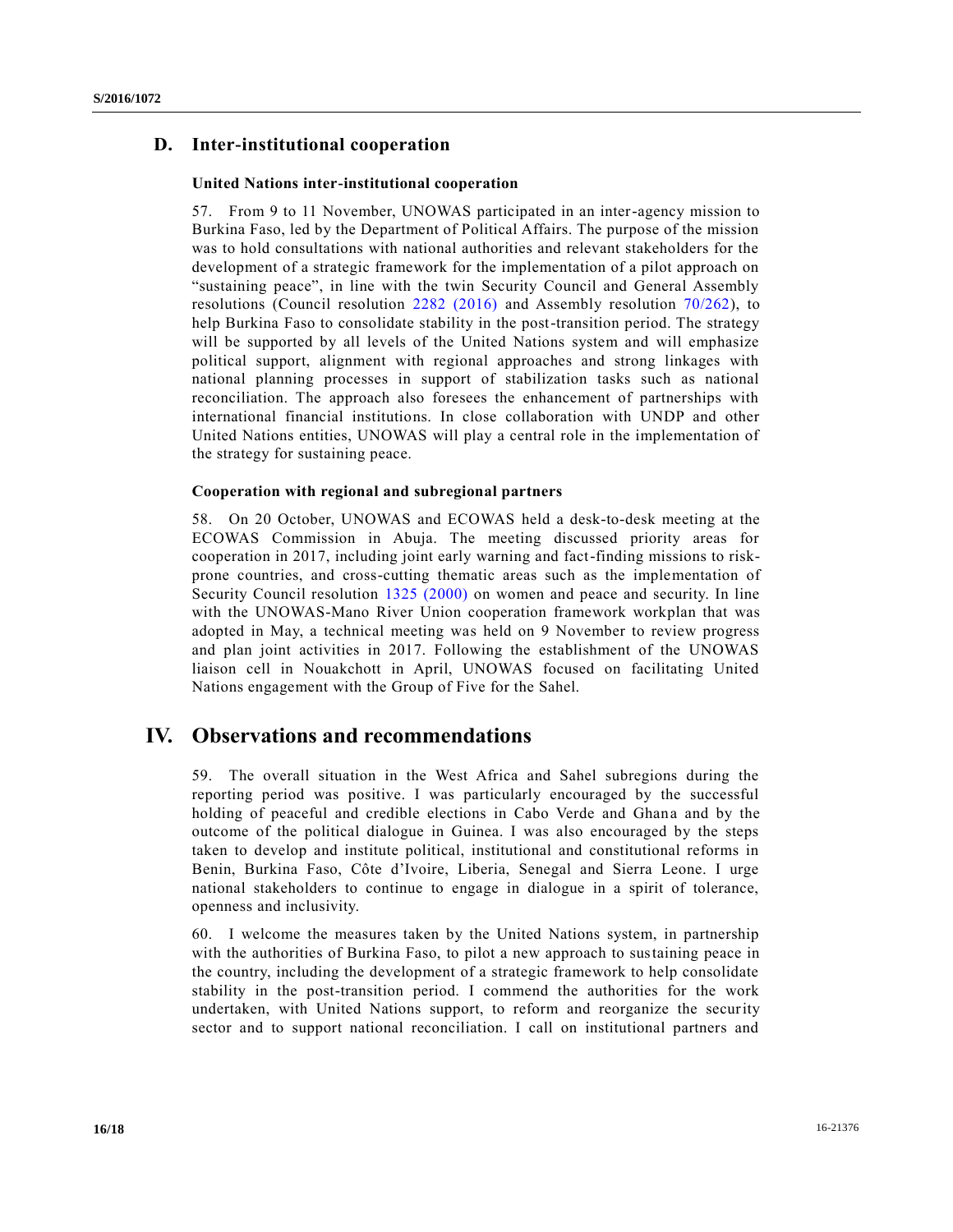## D. Inter-institutional cooperation

### United Nations inter-institutional cooperation

57. From 9 to 11 November, UNOWAS participated in an inter-agency mission to Burkina Faso, led by the Department of Political Affairs. The purpose of the mission was to hold consultations with national authorities and relevant stakeholders for the development of a strategic framework for the implementation of a pilot approach on "sustaining peace", in line with the twin Security Council and General Assembly resolutions (Council resolution 2282 (2016) and Assembly resolution 70/262), to help Burkina Faso to consolidate stability in the post-transition period. The strategy will be supported by all levels of the United Nations system and will emphasize political support, alignment with regional approaches and strong linkages with national planning processes in support of stabilization tasks such as national reconciliation. The approach also foresees the enhancement of partnerships with international financial institutions. In close collaboration with UNDP and other United Nations entities, UNOWAS will play a central role in the implementation of the strategy for sustaining peace.

### Cooperation with regional and subregional partners

58. On 20 October, UNOWAS and ECOWAS held a desk-to-desk meeting at the ECOWAS Commission in Abuja. The meeting discussed priority areas for cooperation in 2017, including joint early warning and fact-finding missions to risk-prone countries, and cross-cutting thematic areas such as the implementation of Security Council resolution 1325 (2000) on women and peace and security. In line with the UNOWAS-Mano River Union cooperation framework workplan that was adopted in May, a technical meeting was held on 9 November to review progress and plan joint activities in 2017. Following the establishment of the UNOWAS liaison cell in Nouakchott in April, UNOWAS focused on facilitating United Nations engagement with the Group of Five for the Sahel.

# IV. Observations and recommendations

59. The overall situation in the West Africa and Sahel subregions during the reporting period was positive. I was particularly encouraged by the successful holding of peaceful and credible elections in Cabo Verde and Ghana and by the outcome of the political dialogue in Guinea. I was also encouraged by the steps taken to develop and institute political, institutional and constitutional reforms in Benin, Burkina Faso, Côte d'Ivoire, Liberia, Senegal and Sierra Leone. I urge national stakeholders to continue to engage in dialogue in a spirit of tolerance, openness and inclusivity.

60. I welcome the measures taken by the United Nations system, in partnership with the authorities of Burkina Faso, to pilot a new approach to sustaining peace in the country, including the development of a strategic framework to help consolidate stability in the post-transition period. I commend the authorities for the work undertaken, with United Nations support, to reform and reorganize the security sector and to support national reconciliation. I call on institutional partners and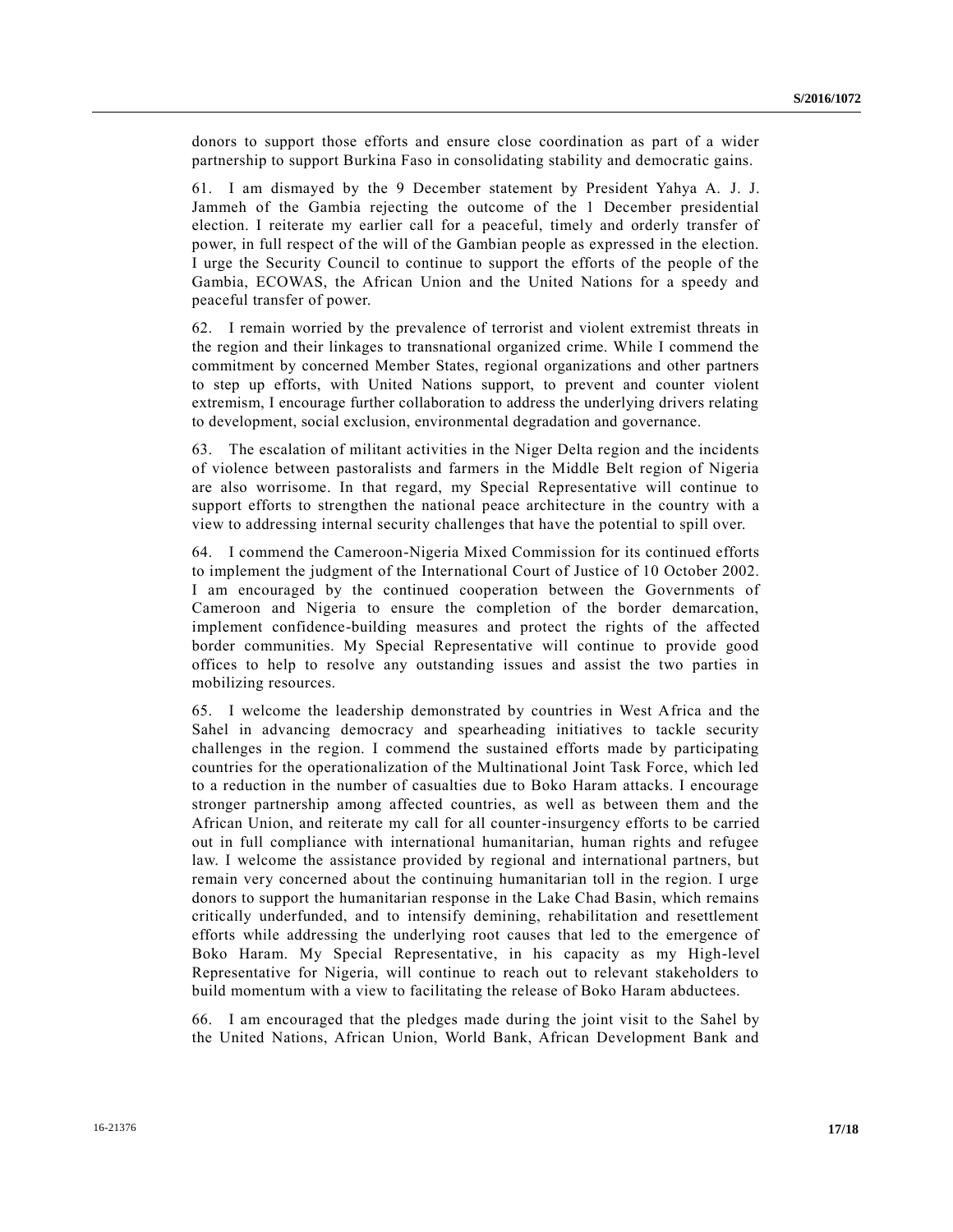donors to support those efforts and ensure close coordination as part of a wider partnership to support Burkina Faso in consolidating stability and democratic gains.

61. I am dismayed by the 9 December statement by President Yahya A. J. J. Jammeh of the Gambia rejecting the outcome of the 1 December presidential election. I reiterate my earlier call for a peaceful, timely and orderly transfer of power, in full respect of the will of the Gambian people as expressed in the election. I urge the Security Council to continue to support the efforts of the people of the Gambia, ECOWAS, the African Union and the United Nations for a speedy and peaceful transfer of power.

62. I remain worried by the prevalence of terrorist and violent extremist threats in the region and their linkages to transnational organized crime. While I commend the commitment by concerned Member States, regional organizations and other partners to step up efforts, with United Nations support, to prevent and counter violent extremism, I encourage further collaboration to address the underlying drivers relating to development, social exclusion, environmental degradation and governance.

63. The escalation of militant activities in the Niger Delta region and the incidents of violence between pastoralists and farmers in the Middle Belt region of Nigeria are also worrisome. In that regard, my Special Representative will continue to support efforts to strengthen the national peace architecture in the country with a view to addressing internal security challenges that have the potential to spill over.

64. I commend the Cameroon-Nigeria Mixed Commission for its continued efforts to implement the judgment of the International Court of Justice of 10 October 2002. I am encouraged by the continued cooperation between the Governments of Cameroon and Nigeria to ensure the completion of the border demarcation, implement confidence-building measures and protect the rights of the affected border communities. My Special Representative will continue to provide good offices to help to resolve any outstanding issues and assist the two parties in mobilizing resources.

65. I welcome the leadership demonstrated by countries in West Africa and the Sahel in advancing democracy and spearheading initiatives to tackle security challenges in the region. I commend the sustained efforts made by participating countries for the operationalization of the Multinational Joint Task Force, which led to a reduction in the number of casualties due to Boko Haram attacks. I encourage stronger partnership among affected countries, as well as between them and the African Union, and reiterate my call for all counter-insurgency efforts to be carried out in full compliance with international humanitarian, human rights and refugee law. I welcome the assistance provided by regional and international partners, but remain very concerned about the continuing humanitarian toll in the region. I urge donors to support the humanitarian response in the Lake Chad Basin, which remains critically underfunded, and to intensify demining, rehabilitation and resettlement efforts while addressing the underlying root causes that led to the emergence of Boko Haram. My Special Representative, in his capacity as my High-level Representative for Nigeria, will continue to reach out to relevant stakeholders to build momentum with a view to facilitating the release of Boko Haram abductees.

66. I am encouraged that the pledges made during the joint visit to the Sahel by the United Nations, African Union, World Bank, African Development Bank and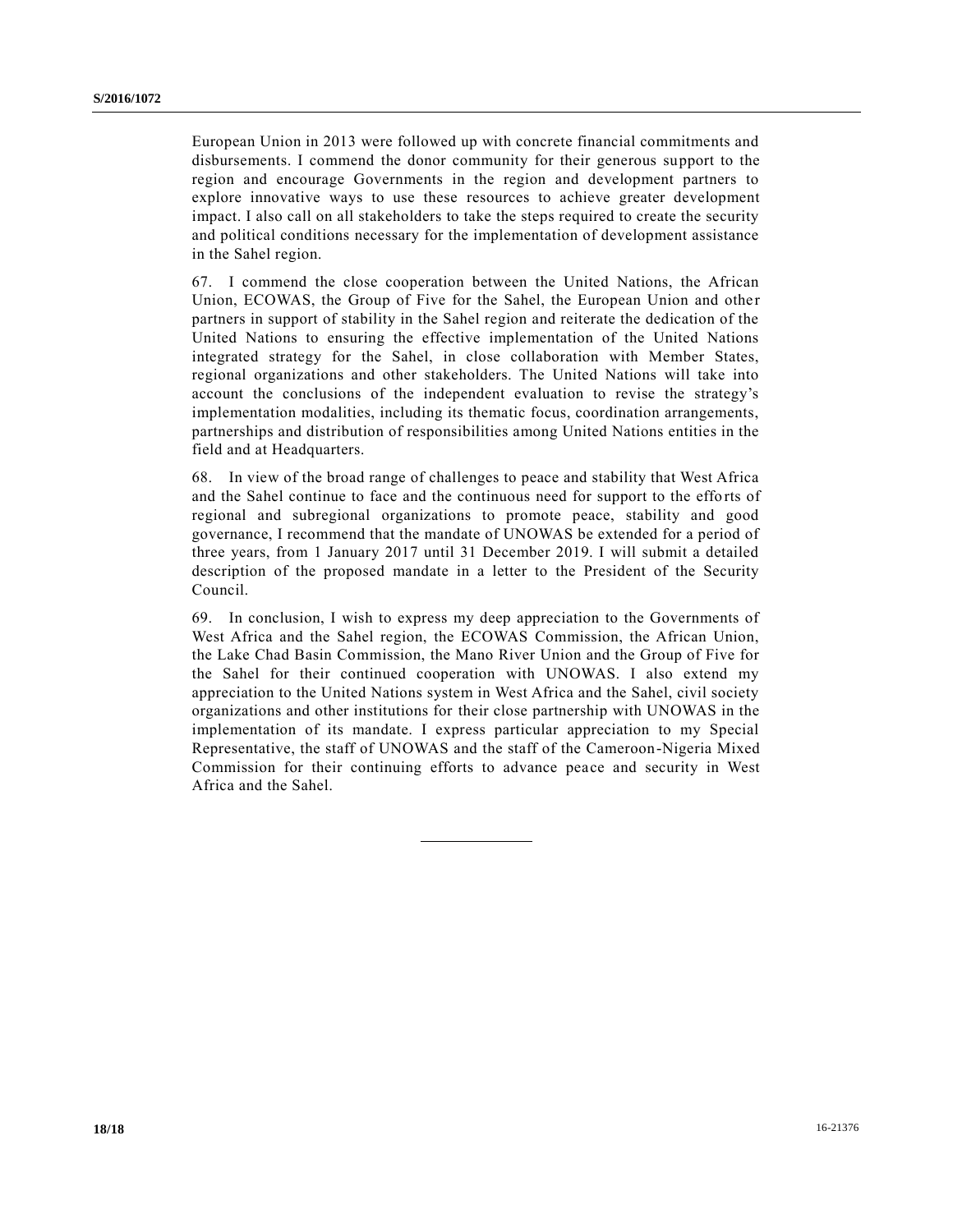European Union in 2013 were followed up with concrete financial commitments and disbursements. I commend the donor community for their generous support to the region and encourage Governments in the region and development partners to explore innovative ways to use these resources to achieve greater development impact. I also call on all stakeholders to take the steps required to create the security and political conditions necessary for the implementation of development assistance in the Sahel region.

67. I commend the close cooperation between the United Nations, the African Union, ECOWAS, the Group of Five for the Sahel, the European Union and other partners in support of stability in the Sahel region and reiterate the dedication of the United Nations to ensuring the effective implementation of the United Nations integrated strategy for the Sahel, in close collaboration with Member States, regional organizations and other stakeholders. The United Nations will take into account the conclusions of the independent evaluation to revise the strategy's implementation modalities, including its thematic focus, coordination arrangements, partnerships and distribution of responsibilities among United Nations entities in the field and at Headquarters.

68. In view of the broad range of challenges to peace and stability that West Africa and the Sahel continue to face and the continuous need for support to the efforts of regional and subregional organizations to promote peace, stability and good governance, I recommend that the mandate of UNOWAS be extended for a period of three years, from 1 January 2017 until 31 December 2019. I will submit a detailed description of the proposed mandate in a letter to the President of the Security Council.

69. In conclusion, I wish to express my deep appreciation to the Governments of West Africa and the Sahel region, the ECOWAS Commission, the African Union, the Lake Chad Basin Commission, the Mano River Union and the Group of Five for the Sahel for their continued cooperation with UNOWAS. I also extend my appreciation to the United Nations system in West Africa and the Sahel, civil society organizations and other institutions for their close partnership with UNOWAS in the implementation of its mandate. I express particular appreciation to my Special Representative, the staff of UNOWAS and the staff of the Cameroon-Nigeria Mixed Commission for their continuing efforts to advance peace and security in West Africa and the Sahel.